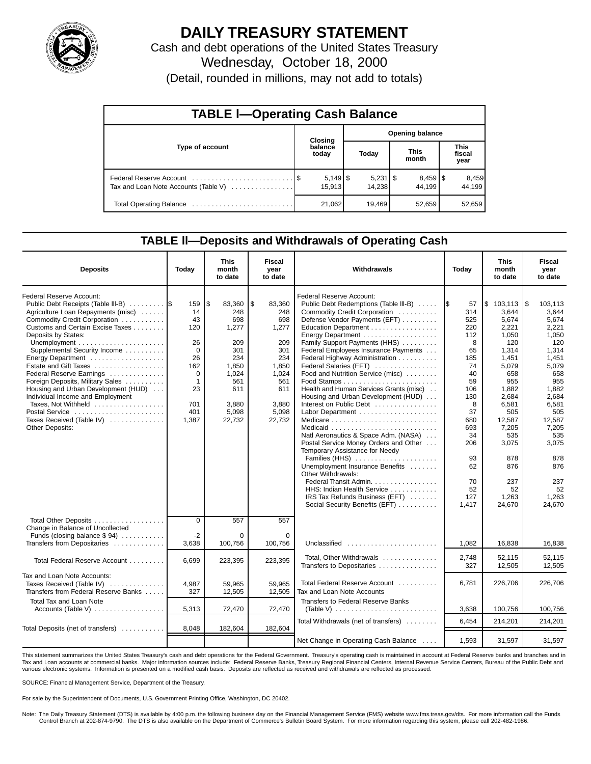# DAILY TREASURY STATEMENT

Cash and debt operations of the United States Treasury

Wednesday, October 18, 2000

(Detail, rounded in millions, may not add to totals)

## TABLE I—Operating Cash Balance

| Type of account | Closing balance today | Opening balance Today | Opening balance This month | Opening balance This fiscal year |
|---|---|---|---|---|
| Federal Reserve Account | $ 5,149 | $ 5,231 | $ 8,459 | $ 8,459 |
| Tax and Loan Note Accounts (Table V) | 15,913 | 14,238 | 44,199 | 44,199 |
| Total Operating Balance | 21,062 | 19,469 | 52,659 | 52,659 |

## TABLE II—Deposits and Withdrawals of Operating Cash

| Deposits | Today | This month to date | Fiscal year to date |
|---|---|---|---|
| Federal Reserve Account: | | | |
| Public Debt Receipts (Table III-B) | $ 159 | $ 83,360 | $ 83,360 |
| Agriculture Loan Repayments (misc) | 14 | 248 | 248 |
| Commodity Credit Corporation | 43 | 698 | 698 |
| Customs and Certain Excise Taxes | 120 | 1,277 | 1,277 |
| Deposits by States: | | | |
| Unemployment | 26 | 209 | 209 |
| Supplemental Security Income | 0 | 301 | 301 |
| Energy Department | 26 | 234 | 234 |
| Estate and Gift Taxes | 162 | 1,850 | 1,850 |
| Federal Reserve Earnings | 0 | 1,024 | 1,024 |
| Foreign Deposits, Military Sales | 1 | 561 | 561 |
| Housing and Urban Development (HUD) | 23 | 611 | 611 |
| Individual Income and Employment Taxes, Not Withheld | 701 | 3,880 | 3,880 |
| Postal Service | 401 | 5,098 | 5,098 |
| Taxes Received (Table IV) | 1,387 | 22,732 | 22,732 |
| Other Deposits: | | | |
| Total Other Deposits | 0 | 557 | 557 |
| Change in Balance of Uncollected Funds (closing balance $ 94) | -2 | 0 | 0 |
| Transfers from Depositaries | 3,638 | 100,756 | 100,756 |
| Total Federal Reserve Account | 6,699 | 223,395 | 223,395 |
| Tax and Loan Note Accounts: | | | |
| Taxes Received (Table IV) | 4,987 | 59,965 | 59,965 |
| Transfers from Federal Reserve Banks | 327 | 12,505 | 12,505 |
| Total Tax and Loan Note Accounts (Table V) | 5,313 | 72,470 | 72,470 |
| Total Deposits (net of transfers) | 8,048 | 182,604 | 182,604 |

| Withdrawals | Today | This month to date | Fiscal year to date |
|---|---|---|---|
| Federal Reserve Account: | | | |
| Public Debt Redemptions (Table III-B) | $ 57 | $ 103,113 | $ 103,113 |
| Commodity Credit Corporation | 314 | 3,644 | 3,644 |
| Defense Vendor Payments (EFT) | 525 | 5,674 | 5,674 |
| Education Department | 220 | 2,221 | 2,221 |
| Energy Department | 112 | 1,050 | 1,050 |
| Family Support Payments (HHS) | 8 | 120 | 120 |
| Federal Employees Insurance Payments | 65 | 1,314 | 1,314 |
| Federal Highway Administration | 185 | 1,451 | 1,451 |
| Federal Salaries (EFT) | 74 | 5,079 | 5,079 |
| Food and Nutrition Service (misc) | 40 | 658 | 658 |
| Food Stamps | 59 | 955 | 955 |
| Health and Human Services Grants (misc) | 106 | 1,882 | 1,882 |
| Housing and Urban Development (HUD) | 130 | 2,684 | 2,684 |
| Interest on Public Debt | 8 | 6,581 | 6,581 |
| Labor Department | 37 | 505 | 505 |
| Medicare | 680 | 12,587 | 12,587 |
| Medicaid | 693 | 7,205 | 7,205 |
| Natl Aeronautics & Space Adm. (NASA) | 34 | 535 | 535 |
| Postal Service Money Orders and Other | 206 | 3,075 | 3,075 |
| Temporary Assistance for Needy Families (HHS) | 93 | 878 | 878 |
| Unemployment Insurance Benefits | 62 | 876 | 876 |
| Other Withdrawals: | | | |
| Federal Transit Admin. | 70 | 237 | 237 |
| HHS: Indian Health Service | 52 | 52 | 52 |
| IRS Tax Refunds Business (EFT) | 127 | 1,263 | 1,263 |
| Social Security Benefits (EFT) | 1,417 | 24,670 | 24,670 |
| Unclassified | 1,082 | 16,838 | 16,838 |
| Total, Other Withdrawals | 2,748 | 52,115 | 52,115 |
| Transfers to Depositaries | 327 | 12,505 | 12,505 |
| Total Federal Reserve Account | 6,781 | 226,706 | 226,706 |
| Tax and Loan Note Accounts | | | |
| Transfers to Federal Reserve Banks (Table V) | 3,638 | 100,756 | 100,756 |
| Total Withdrawals (net of transfers) | 6,454 | 214,201 | 214,201 |
| Net Change in Operating Cash Balance | 1,593 | -31,597 | -31,597 |

This statement summarizes the United States Treasury's cash and debt operations for the Federal Government. Treasury's operating cash is maintained in account at Federal Reserve banks and branches and in Tax and Loan accounts at commercial banks. Major information sources include: Federal Reserve Banks, Treasury Regional Financial Centers, Internal Revenue Service Centers, Bureau of the Public Debt and various electronic systems. Information is presented on a modified cash basis. Deposits are reflected as received and withdrawals are reflected as processed.

SOURCE: Financial Management Service, Department of the Treasury.

For sale by the Superintendent of Documents, U.S. Government Printing Office, Washington, DC 20402.

Note: The Daily Treasury Statement (DTS) is available by 4:00 p.m. the following business day on the Financial Management Service (FMS) website www.fms.treas.gov/dts. For more information call the Funds Control Branch at 202-874-9790. The DTS is also available on the Department of Commerce's Bulletin Board System. For more information regarding this system, please call 202-482-1986.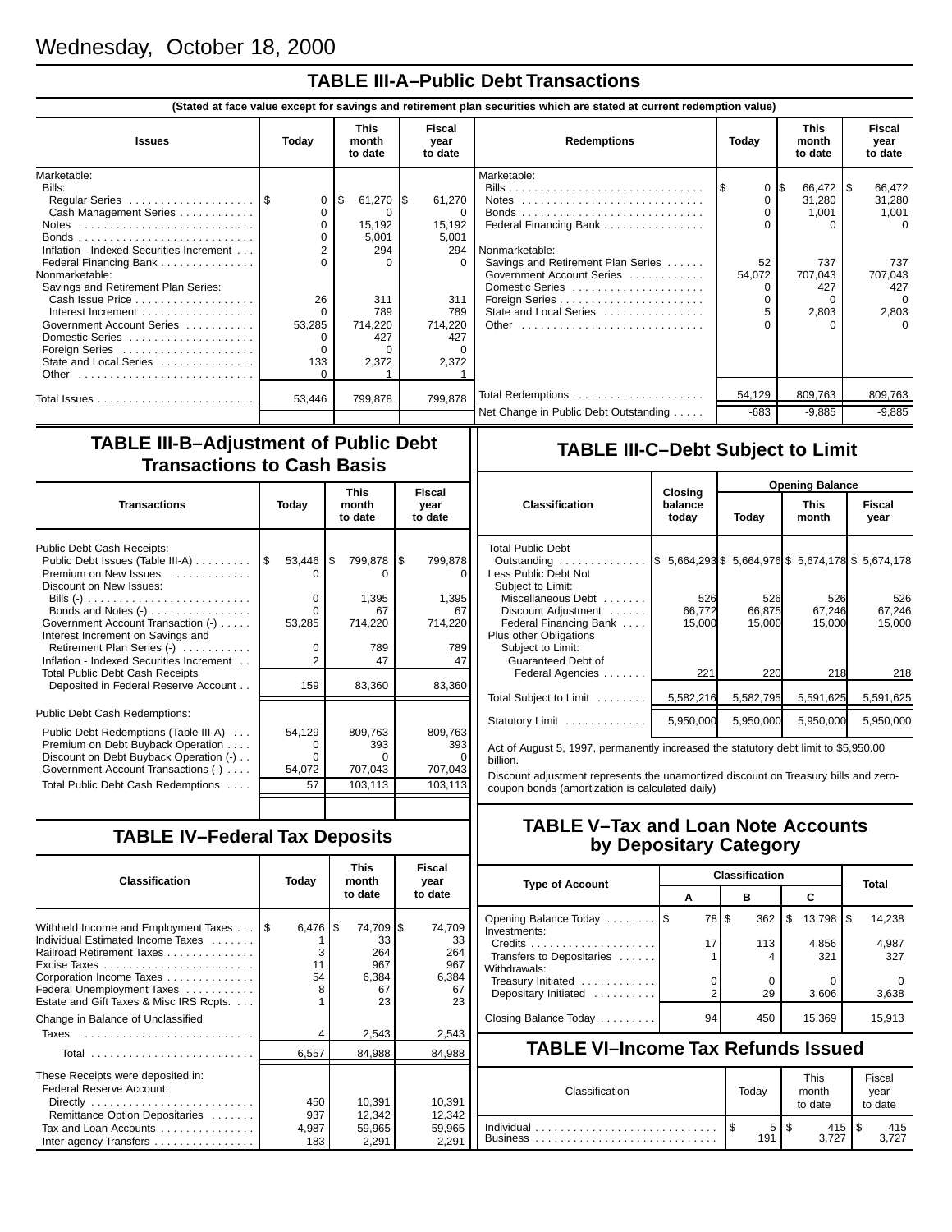Wednesday, October 18, 2000

## TABLE III-A–Public Debt Transactions

(Stated at face value except for savings and retirement plan securities which are stated at current redemption value)

| Issues | Today | This month to date | Fiscal year to date | Redemptions | Today | This month to date | Fiscal year to date |
|---|---|---|---|---|---|---|---|
| Marketable: | | | | Marketable: | | | |
| Bills: | | | | Bills | $ 0 | $ 66,472 | $ 66,472 |
| Regular Series | $ 0 | $ 61,270 | $ 61,270 | Notes | 0 | 31,280 | 31,280 |
| Cash Management Series | 0 | 0 | 0 | Bonds | 0 | 1,001 | 1,001 |
| Notes | 0 | 15,192 | 15,192 | Federal Financing Bank | 0 | 0 | 0 |
| Bonds | 0 | 5,001 | 5,001 | | | | |
| Inflation - Indexed Securities Increment | 2 | 294 | 294 | Nonmarketable: | | | |
| Federal Financing Bank | 0 | 0 | 0 | Savings and Retirement Plan Series | 52 | 737 | 737 |
| Nonmarketable: | | | | Government Account Series | 54,072 | 707,043 | 707,043 |
| Savings and Retirement Plan Series: | | | | Domestic Series | 0 | 427 | 427 |
| Cash Issue Price | 26 | 311 | 311 | Foreign Series | 0 | 0 | 0 |
| Interest Increment | 0 | 789 | 789 | State and Local Series | 5 | 2,803 | 2,803 |
| Government Account Series | 53,285 | 714,220 | 714,220 | Other | 0 | 0 | 0 |
| Domestic Series | 0 | 427 | 427 | | | | |
| Foreign Series | 0 | 0 | 0 | | | | |
| State and Local Series | 133 | 2,372 | 2,372 | | | | |
| Other | 0 | 1 | 1 | | | | |
| Total Issues | 53,446 | 799,878 | 799,878 | Total Redemptions | 54,129 | 809,763 | 809,763 |
| | | | | Net Change in Public Debt Outstanding | -683 | -9,885 | -9,885 |

## TABLE III-B–Adjustment of Public Debt Transactions to Cash Basis

| Transactions | Today | This month to date | Fiscal year to date |
|---|---|---|---|
| Public Debt Cash Receipts: | | | |
| Public Debt Issues (Table III-A) | $ 53,446 | $ 799,878 | $ 799,878 |
| Premium on New Issues | 0 | 0 | 0 |
| Discount on New Issues: | | | |
| Bills (-) | 0 | 1,395 | 1,395 |
| Bonds and Notes (-) | 0 | 67 | 67 |
| Government Account Transaction (-) | 53,285 | 714,220 | 714,220 |
| Interest Increment on Savings and Retirement Plan Series (-) | 0 | 789 | 789 |
| Inflation - Indexed Securities Increment | 2 | 47 | 47 |
| Total Public Debt Cash Receipts Deposited in Federal Reserve Account | 159 | 83,360 | 83,360 |
| Public Debt Cash Redemptions: | | | |
| Public Debt Redemptions (Table III-A) | 54,129 | 809,763 | 809,763 |
| Premium on Debt Buyback Operation | 0 | 393 | 393 |
| Discount on Debt Buyback Operation (-) | 0 | 0 | 0 |
| Government Account Transactions (-) | 54,072 | 707,043 | 707,043 |
| Total Public Debt Cash Redemptions | 57 | 103,113 | 103,113 |

## TABLE III-C–Debt Subject to Limit

| Classification | Closing balance today | Opening Balance Today | Opening Balance This month | Opening Balance Fiscal year |
|---|---|---|---|---|
| Total Public Debt Outstanding | $ 5,664,293 | $ 5,664,976 | $ 5,674,178 | $ 5,674,178 |
| Less Public Debt Not Subject to Limit: | | | | |
| Miscellaneous Debt | 526 | 526 | 526 | 526 |
| Discount Adjustment | 66,772 | 66,875 | 67,246 | 67,246 |
| Federal Financing Bank | 15,000 | 15,000 | 15,000 | 15,000 |
| Plus other Obligations Subject to Limit: | | | | |
| Guaranteed Debt of Federal Agencies | 221 | 220 | 218 | 218 |
| Total Subject to Limit | 5,582,216 | 5,582,795 | 5,591,625 | 5,591,625 |
| Statutory Limit | 5,950,000 | 5,950,000 | 5,950,000 | 5,950,000 |

Act of August 5, 1997, permanently increased the statutory debt limit to $5,950.00 billion.

Discount adjustment represents the unamortized discount on Treasury bills and zero-coupon bonds (amortization is calculated daily)

## TABLE IV–Federal Tax Deposits

| Classification | Today | This month to date | Fiscal year to date |
|---|---|---|---|
| Withheld Income and Employment Taxes | $ 6,476 | $ 74,709 | $ 74,709 |
| Individual Estimated Income Taxes | 1 | 33 | 33 |
| Railroad Retirement Taxes | 3 | 264 | 264 |
| Excise Taxes | 11 | 967 | 967 |
| Corporation Income Taxes | 54 | 6,384 | 6,384 |
| Federal Unemployment Taxes | 8 | 67 | 67 |
| Estate and Gift Taxes & Misc IRS Rcpts. | 1 | 23 | 23 |
| Change in Balance of Unclassified Taxes | 4 | 2,543 | 2,543 |
| Total | 6,557 | 84,988 | 84,988 |
| These Receipts were deposited in: | | | |
| Federal Reserve Account: | | | |
| Directly | 450 | 10,391 | 10,391 |
| Remittance Option Depositaries | 937 | 12,342 | 12,342 |
| Tax and Loan Accounts | 4,987 | 59,965 | 59,965 |
| Inter-agency Transfers | 183 | 2,291 | 2,291 |

## TABLE V–Tax and Loan Note Accounts by Depositary Category

| Type of Account | Classification A | Classification B | Classification C | Total |
|---|---|---|---|---|
| Opening Balance Today | $ 78 | $ 362 | $ 13,798 | $ 14,238 |
| Investments: | | | | |
| Credits | 17 | 113 | 4,856 | 4,987 |
| Transfers to Depositaries | 1 | 4 | 321 | 327 |
| Withdrawals: | | | | |
| Treasury Initiated | 0 | 0 | 0 | 0 |
| Depositary Initiated | 2 | 29 | 3,606 | 3,638 |
| Closing Balance Today | 94 | 450 | 15,369 | 15,913 |

## TABLE VI–Income Tax Refunds Issued

| Classification | Today | This month to date | Fiscal year to date |
|---|---|---|---|
| Individual | $ 5 | $ 415 | $ 415 |
| Business | 191 | 3,727 | 3,727 |